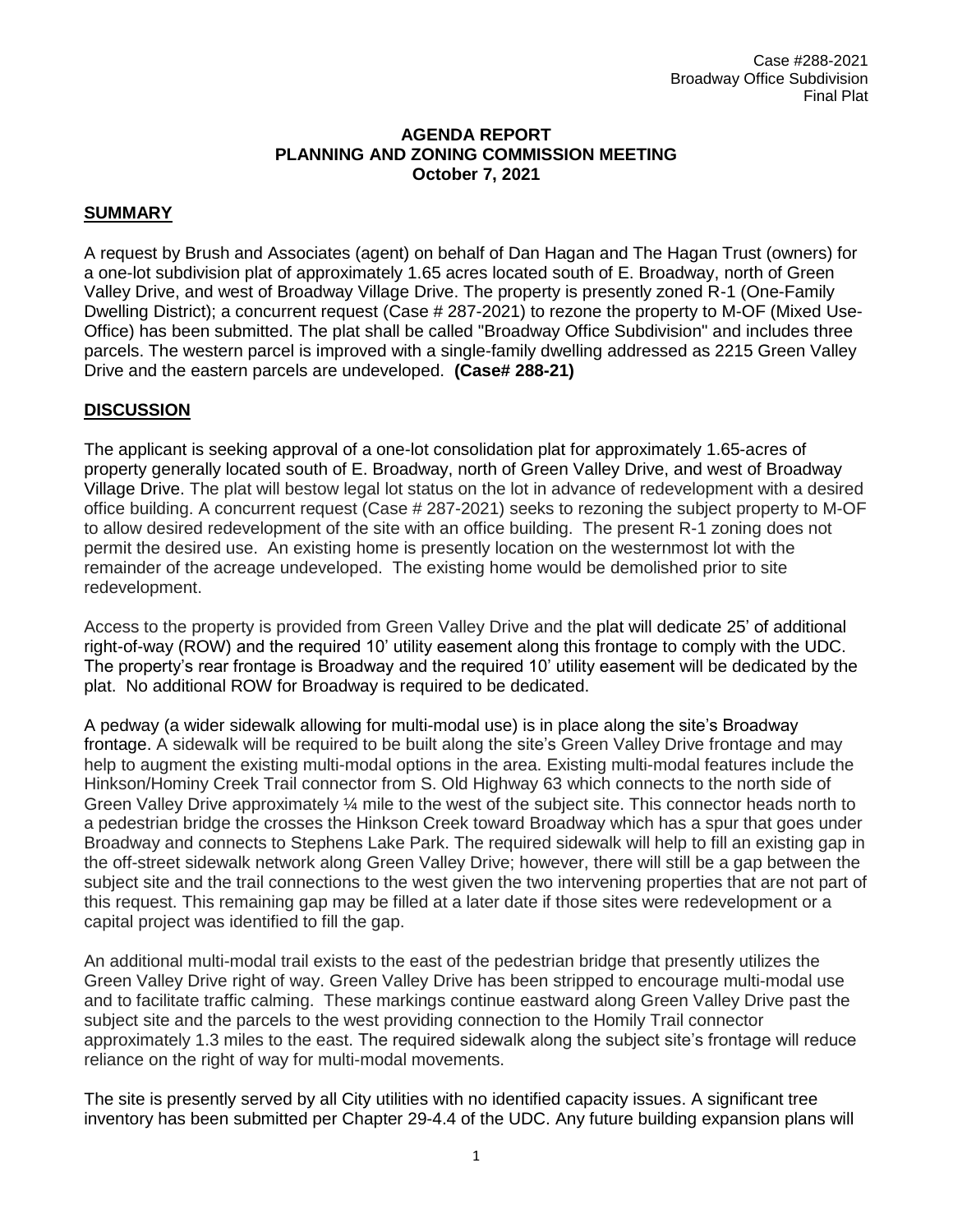Case #288-2021
Broadway Office Subdivision
Final Plat

**AGENDA REPORT**
**PLANNING AND ZONING COMMISSION MEETING**
**October 7, 2021**

## SUMMARY

A request by Brush and Associates (agent) on behalf of Dan Hagan and The Hagan Trust (owners) for a one-lot subdivision plat of approximately 1.65 acres located south of E. Broadway, north of Green Valley Drive, and west of Broadway Village Drive. The property is presently zoned R-1 (One-Family Dwelling District); a concurrent request (Case # 287-2021) to rezone the property to M-OF (Mixed Use-Office) has been submitted. The plat shall be called "Broadway Office Subdivision" and includes three parcels. The western parcel is improved with a single-family dwelling addressed as 2215 Green Valley Drive and the eastern parcels are undeveloped. **(Case# 288-21)**

## DISCUSSION

The applicant is seeking approval of a one-lot consolidation plat for approximately 1.65-acres of property generally located south of E. Broadway, north of Green Valley Drive, and west of Broadway Village Drive. The plat will bestow legal lot status on the lot in advance of redevelopment with a desired office building. A concurrent request (Case # 287-2021) seeks to rezoning the subject property to M-OF to allow desired redevelopment of the site with an office building. The present R-1 zoning does not permit the desired use. An existing home is presently location on the westernmost lot with the remainder of the acreage undeveloped. The existing home would be demolished prior to site redevelopment.

Access to the property is provided from Green Valley Drive and the plat will dedicate 25' of additional right-of-way (ROW) and the required 10' utility easement along this frontage to comply with the UDC. The property's rear frontage is Broadway and the required 10' utility easement will be dedicated by the plat. No additional ROW for Broadway is required to be dedicated.

A pedway (a wider sidewalk allowing for multi-modal use) is in place along the site's Broadway frontage. A sidewalk will be required to be built along the site's Green Valley Drive frontage and may help to augment the existing multi-modal options in the area. Existing multi-modal features include the Hinkson/Hominy Creek Trail connector from S. Old Highway 63 which connects to the north side of Green Valley Drive approximately ¼ mile to the west of the subject site. This connector heads north to a pedestrian bridge the crosses the Hinkson Creek toward Broadway which has a spur that goes under Broadway and connects to Stephens Lake Park. The required sidewalk will help to fill an existing gap in the off-street sidewalk network along Green Valley Drive; however, there will still be a gap between the subject site and the trail connections to the west given the two intervening properties that are not part of this request. This remaining gap may be filled at a later date if those sites were redevelopment or a capital project was identified to fill the gap.

An additional multi-modal trail exists to the east of the pedestrian bridge that presently utilizes the Green Valley Drive right of way. Green Valley Drive has been stripped to encourage multi-modal use and to facilitate traffic calming. These markings continue eastward along Green Valley Drive past the subject site and the parcels to the west providing connection to the Homily Trail connector approximately 1.3 miles to the east. The required sidewalk along the subject site's frontage will reduce reliance on the right of way for multi-modal movements.

The site is presently served by all City utilities with no identified capacity issues. A significant tree inventory has been submitted per Chapter 29-4.4 of the UDC. Any future building expansion plans will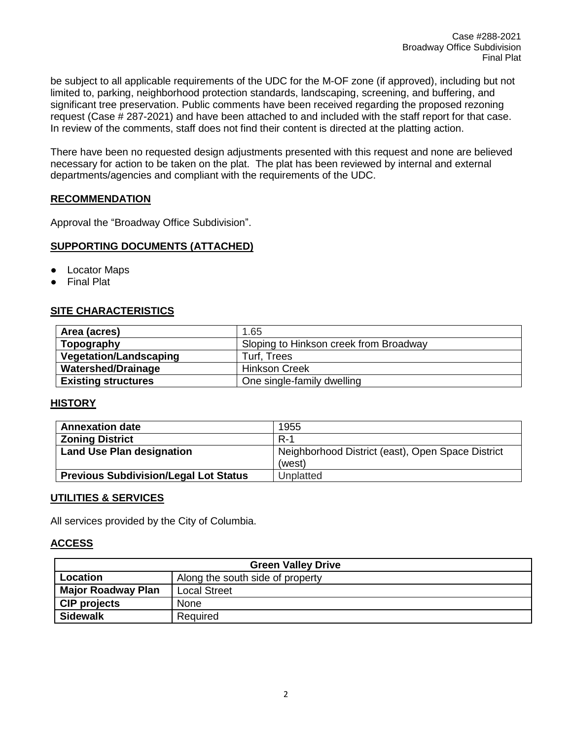be subject to all applicable requirements of the UDC for the M-OF zone (if approved), including but not limited to, parking, neighborhood protection standards, landscaping, screening, and buffering, and significant tree preservation. Public comments have been received regarding the proposed rezoning request (Case # 287-2021) and have been attached to and included with the staff report for that case. In review of the comments, staff does not find their content is directed at the platting action.

There have been no requested design adjustments presented with this request and none are believed necessary for action to be taken on the plat. The plat has been reviewed by internal and external departments/agencies and compliant with the requirements of the UDC.

## RECOMMENDATION

Approval the "Broadway Office Subdivision".

## SUPPORTING DOCUMENTS (ATTACHED)

- Locator Maps
- Final Plat

## SITE CHARACTERISTICS

| Area (acres) | 1.65 |
|---|---|
| **Topography** | Sloping to Hinkson creek from Broadway |
| **Vegetation/Landscaping** | Turf, Trees |
| **Watershed/Drainage** | Hinkson Creek |
| **Existing structures** | One single-family dwelling |

## HISTORY

| Annexation date | 1955 |
|---|---|
| **Zoning District** | R-1 |
| **Land Use Plan designation** | Neighborhood District (east), Open Space District (west) |
| **Previous Subdivision/Legal Lot Status** | Unplatted |

## UTILITIES & SERVICES

All services provided by the City of Columbia.

## ACCESS

| Green Valley Drive | |
|---|---|
| **Location** | Along the south side of property |
| **Major Roadway Plan** | Local Street |
| **CIP projects** | None |
| **Sidewalk** | Required |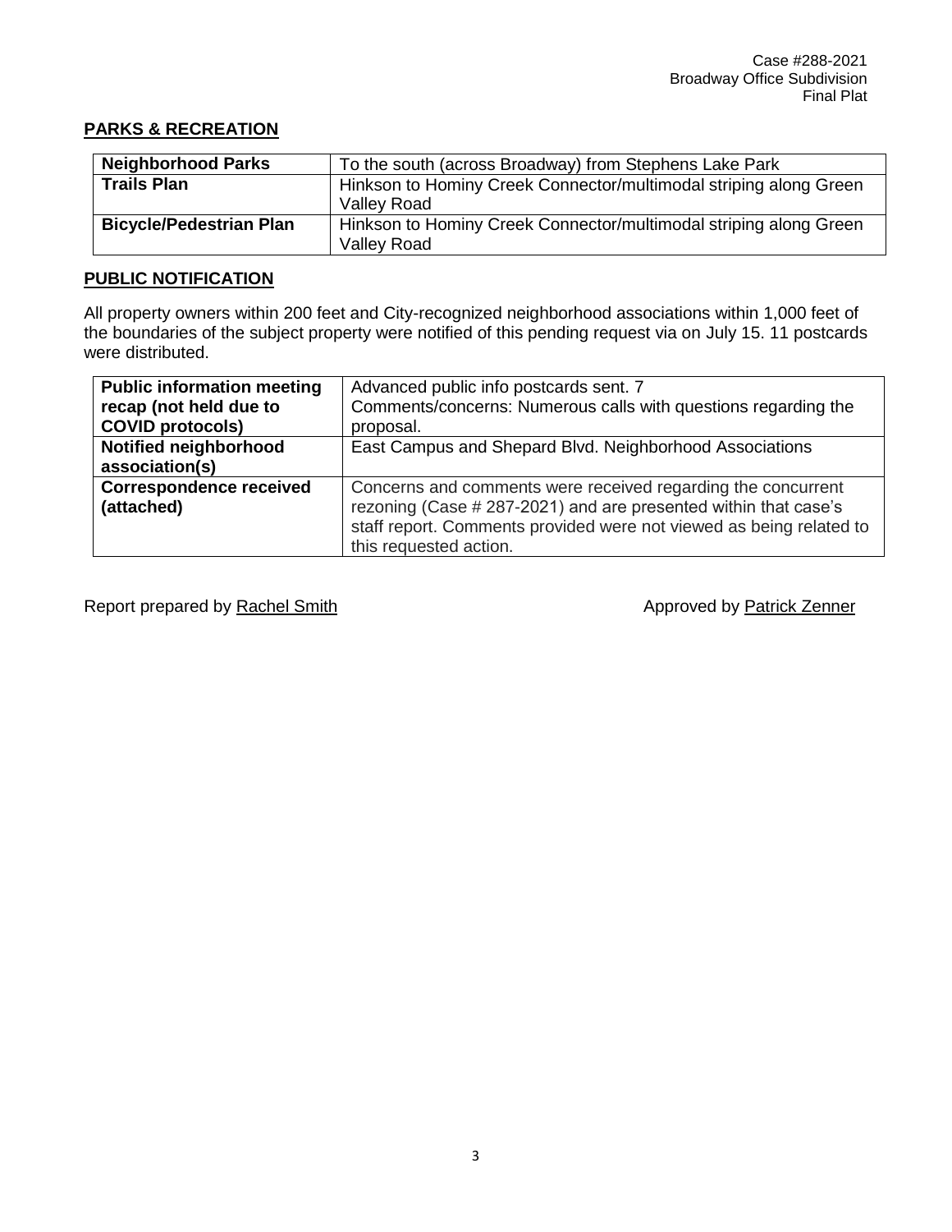## PARKS & RECREATION

| | |
|---|---|
| **Neighborhood Parks** | To the south (across Broadway) from Stephens Lake Park |
| **Trails Plan** | Hinkson to Hominy Creek Connector/multimodal striping along Green Valley Road |
| **Bicycle/Pedestrian Plan** | Hinkson to Hominy Creek Connector/multimodal striping along Green Valley Road |

## PUBLIC NOTIFICATION

All property owners within 200 feet and City-recognized neighborhood associations within 1,000 feet of the boundaries of the subject property were notified of this pending request via on July 15. 11 postcards were distributed.

| | |
|---|---|
| **Public information meeting recap (not held due to COVID protocols)** | Advanced public info postcards sent. 7<br>Comments/concerns: Numerous calls with questions regarding the proposal. |
| **Notified neighborhood association(s)** | East Campus and Shepard Blvd. Neighborhood Associations |
| **Correspondence received (attached)** | Concerns and comments were received regarding the concurrent rezoning (Case # 287-2021) and are presented within that case's staff report. Comments provided were not viewed as being related to this requested action. |

Report prepared by Rachel Smith

Approved by Patrick Zenner